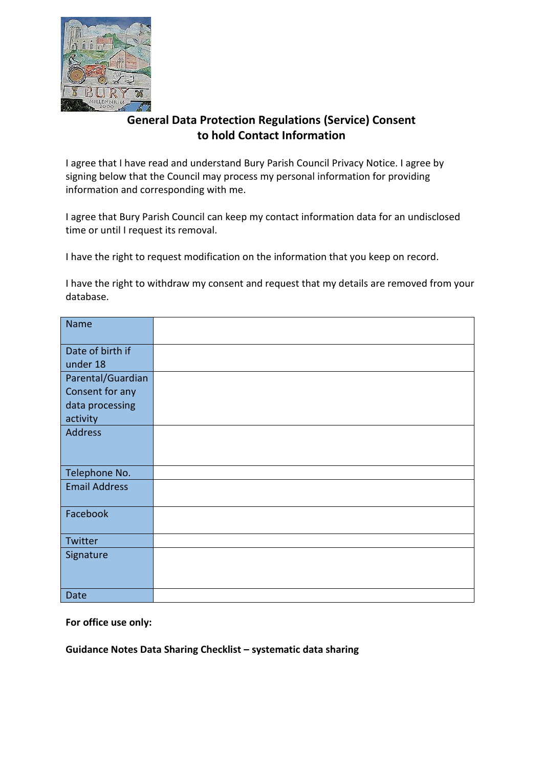## General Data Protection Regulations (Service) Consent to hold Contact Information

I agree that I have read and understand Bury Parish Council Privacy Notice. I agree by signing below that the Council may process my personal information for providing information and corresponding with me.

I agree that Bury Parish Council can keep my contact information data for an undisclosed time or until I request its removal.

I have the right to request modification on the information that you keep on record.

I have the right to withdraw my consent and request that my details are removed from your database.

| Name | |
|---|---|
| Date of birth if under 18 | |
| Parental/Guardian Consent for any data processing activity | |
| Address | |
| Telephone No. | |
| Email Address | |
| Facebook | |
| Twitter | |
| Signature | |
| Date | |

**For office use only:**

**Guidance Notes Data Sharing Checklist – systematic data sharing**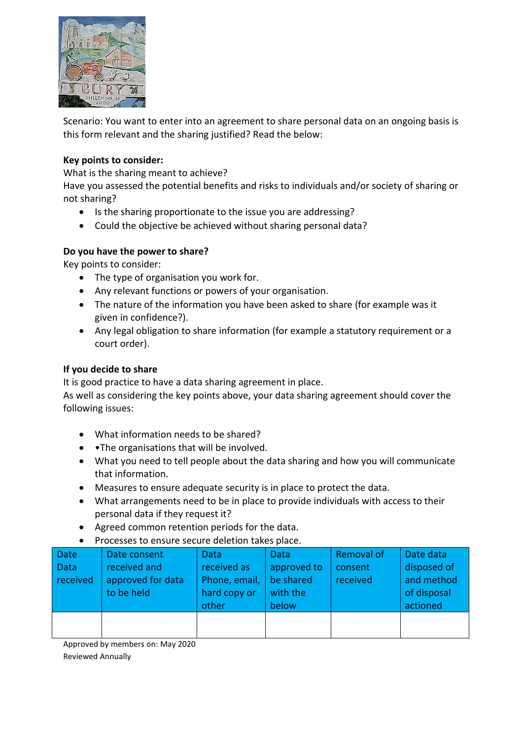Scenario: You want to enter into an agreement to share personal data on an ongoing basis is this form relevant and the sharing justified? Read the below:

**Key points to consider:**

What is the sharing meant to achieve?

Have you assessed the potential benefits and risks to individuals and/or society of sharing or not sharing?

- Is the sharing proportionate to the issue you are addressing?
- Could the objective be achieved without sharing personal data?

**Do you have the power to share?**

Key points to consider:

- The type of organisation you work for.
- Any relevant functions or powers of your organisation.
- The nature of the information you have been asked to share (for example was it given in confidence?).
- Any legal obligation to share information (for example a statutory requirement or a court order).

**If you decide to share**

It is good practice to have a data sharing agreement in place.

As well as considering the key points above, your data sharing agreement should cover the following issues:

- What information needs to be shared?
- •The organisations that will be involved.
- What you need to tell people about the data sharing and how you will communicate that information.
- Measures to ensure adequate security is in place to protect the data.
- What arrangements need to be in place to provide individuals with access to their personal data if they request it?
- Agreed common retention periods for the data.
- Processes to ensure secure deletion takes place.

| Date Data received | Date consent received and approved for data to be held | Data received as Phone, email, hard copy or other | Data approved to be shared with the below | Removal of consent received | Date data disposed of and method of disposal actioned |
|---|---|---|---|---|---|
| | | | | | |

Approved by members on: May 2020

Reviewed Annually